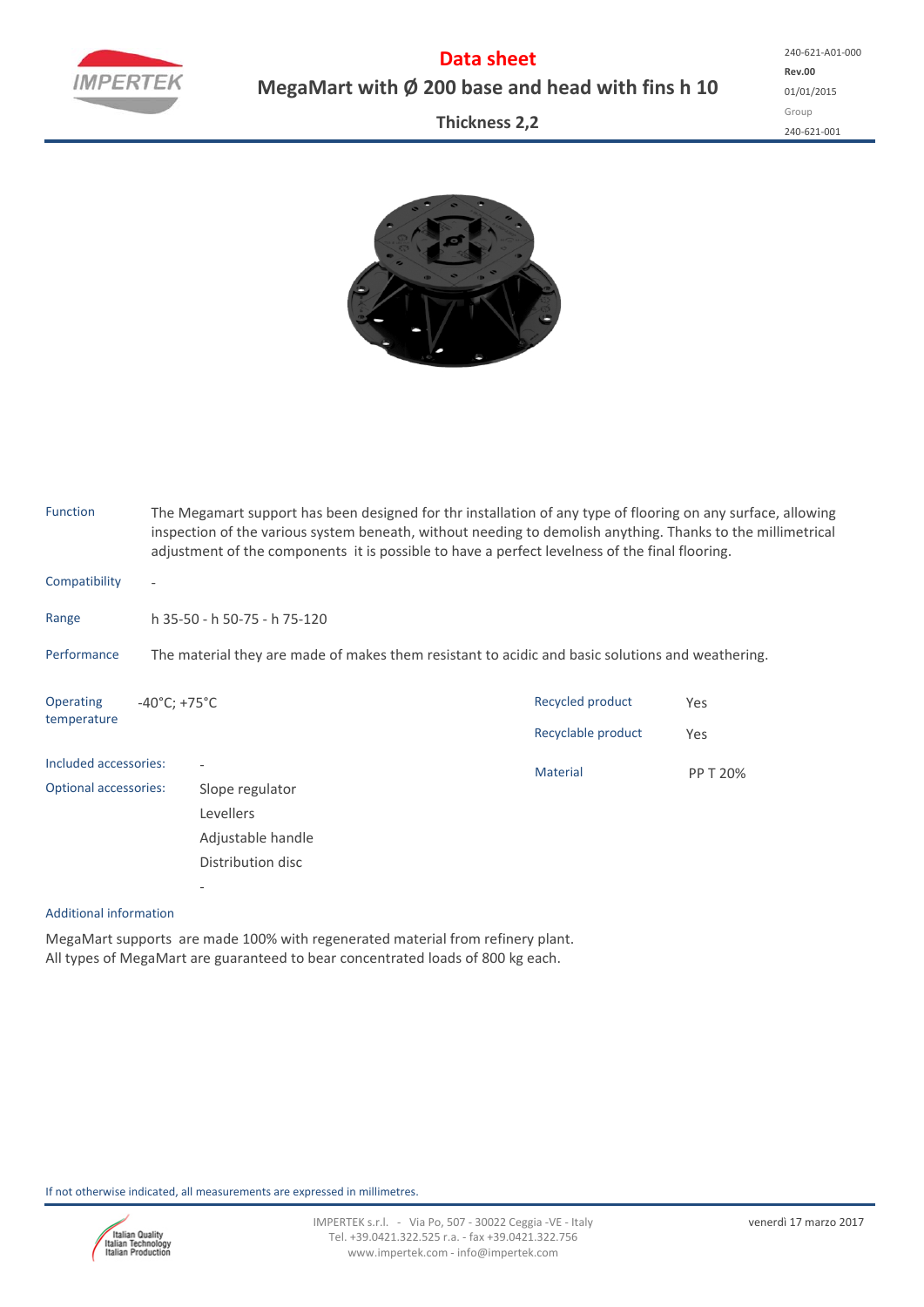# Data sheet

## MegaMart with Ø 200 base and head with fins h 10

### Thickness 2,2

240-621-A01-000
**Rev.00**
01/01/2015
Group
240-621-001

**Function**
The Megamart support has been designed for thr installation of any type of flooring on any surface, allowing inspection of the various system beneath, without needing to demolish anything. Thanks to the millimetrical adjustment of the components it is possible to have a perfect levelness of the final flooring.

**Compatibility**
-

**Range**
h 35-50 - h 50-75 - h 75-120

**Performance**
The material they are made of makes them resistant to acidic and basic solutions and weathering.

**Operating temperature**
-40°C; +75°C

| | |
|---|---|
| Recycled product | Yes |
| Recyclable product | Yes |
| Material | PP T 20% |

**Included accessories:**
-

**Optional accessories:**
Slope regulator
Levellers
Adjustable handle
Distribution disc
-

**Additional information**

MegaMart supports are made 100% with regenerated material from refinery plant.
All types of MegaMart are guaranteed to bear concentrated loads of 800 kg each.

If not otherwise indicated, all measurements are expressed in millimetres.

Italian Quality
Italian Technology
Italian Production

IMPERTEK s.r.l. - Via Po, 507 - 30022 Ceggia -VE - Italy
Tel. +39.0421.322.525 r.a. - fax +39.0421.322.756
www.impertek.com - info@impertek.com

venerdì 17 marzo 2017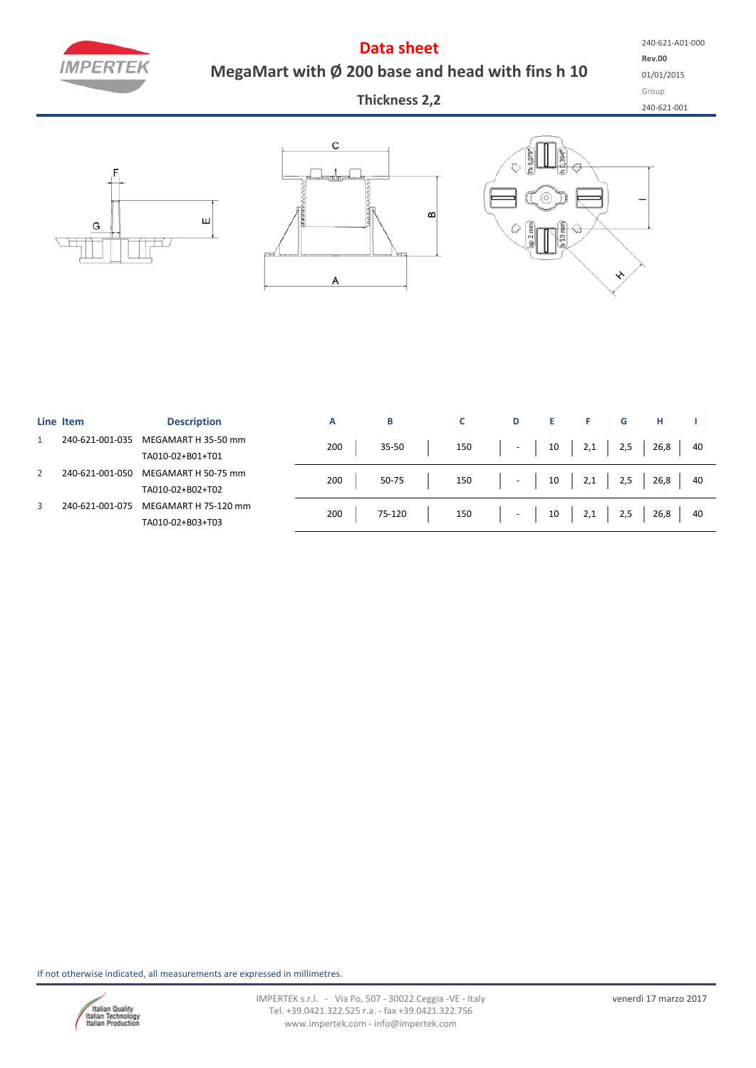# Data sheet

## MegaMart with Ø 200 base and head with fins h 10

### Thickness 2,2

240-621-A01-000
**Rev.00**
01/01/2015
Group
240-621-001

| Line | Item | Description | A | B | C | D | E | F | G | H | I |
|---|---|---|---|---|---|---|---|---|---|---|---|
| 1 | 240-621-001-035 | MEGAMART H 35-50 mm TA010-02+B01+T01 | 200 | 35-50 | 150 | - | 10 | 2,1 | 2,5 | 26,8 | 40 |
| 2 | 240-621-001-050 | MEGAMART H 50-75 mm TA010-02+B02+T02 | 200 | 50-75 | 150 | - | 10 | 2,1 | 2,5 | 26,8 | 40 |
| 3 | 240-621-001-075 | MEGAMART H 75-120 mm TA010-02+B03+T03 | 200 | 75-120 | 150 | - | 10 | 2,1 | 2,5 | 26,8 | 40 |

If not otherwise indicated, all measurements are expressed in millimetres.

IMPERTEK s.r.l. - Via Po, 507 - 30022 Ceggia -VE - Italy
Tel. +39.0421.322.525 r.a. - fax +39.0421.322.756
www.impertek.com - info@impertek.com

venerdì 17 marzo 2017